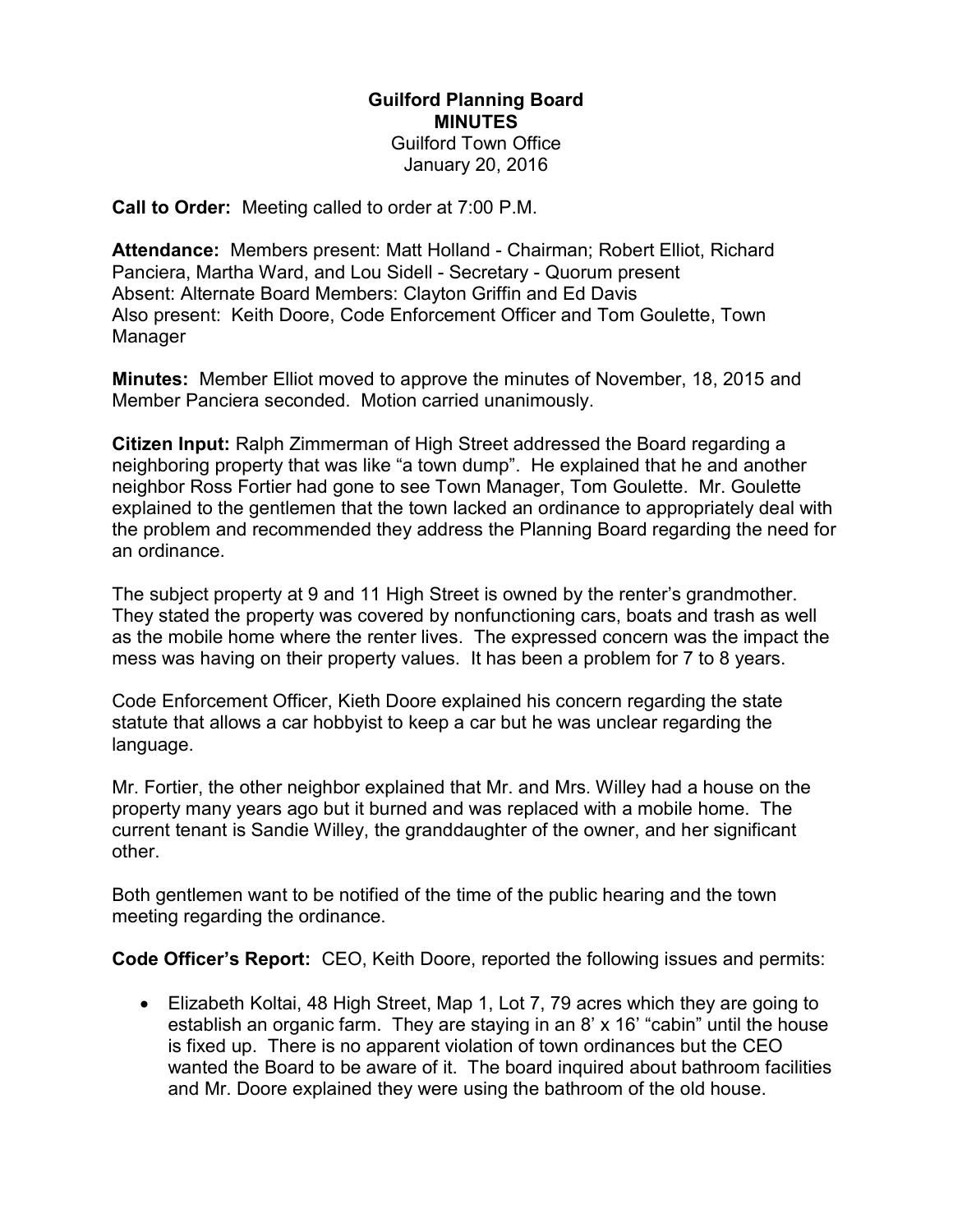**Guilford Planning Board**
**MINUTES**
Guilford Town Office
January 20, 2016

**Call to Order:** Meeting called to order at 7:00 P.M.

**Attendance:** Members present: Matt Holland - Chairman; Robert Elliot, Richard Panciera, Martha Ward, and Lou Sidell - Secretary - Quorum present
Absent: Alternate Board Members: Clayton Griffin and Ed Davis
Also present: Keith Doore, Code Enforcement Officer and Tom Goulette, Town Manager

**Minutes:** Member Elliot moved to approve the minutes of November, 18, 2015 and Member Panciera seconded. Motion carried unanimously.

**Citizen Input:** Ralph Zimmerman of High Street addressed the Board regarding a neighboring property that was like "a town dump". He explained that he and another neighbor Ross Fortier had gone to see Town Manager, Tom Goulette. Mr. Goulette explained to the gentlemen that the town lacked an ordinance to appropriately deal with the problem and recommended they address the Planning Board regarding the need for an ordinance.

The subject property at 9 and 11 High Street is owned by the renter's grandmother. They stated the property was covered by nonfunctioning cars, boats and trash as well as the mobile home where the renter lives. The expressed concern was the impact the mess was having on their property values. It has been a problem for 7 to 8 years.

Code Enforcement Officer, Kieth Doore explained his concern regarding the state statute that allows a car hobbyist to keep a car but he was unclear regarding the language.

Mr. Fortier, the other neighbor explained that Mr. and Mrs. Willey had a house on the property many years ago but it burned and was replaced with a mobile home. The current tenant is Sandie Willey, the granddaughter of the owner, and her significant other.

Both gentlemen want to be notified of the time of the public hearing and the town meeting regarding the ordinance.

**Code Officer's Report:** CEO, Keith Doore, reported the following issues and permits:

- Elizabeth Koltai, 48 High Street, Map 1, Lot 7, 79 acres which they are going to establish an organic farm. They are staying in an 8' x 16' "cabin" until the house is fixed up. There is no apparent violation of town ordinances but the CEO wanted the Board to be aware of it. The board inquired about bathroom facilities and Mr. Doore explained they were using the bathroom of the old house.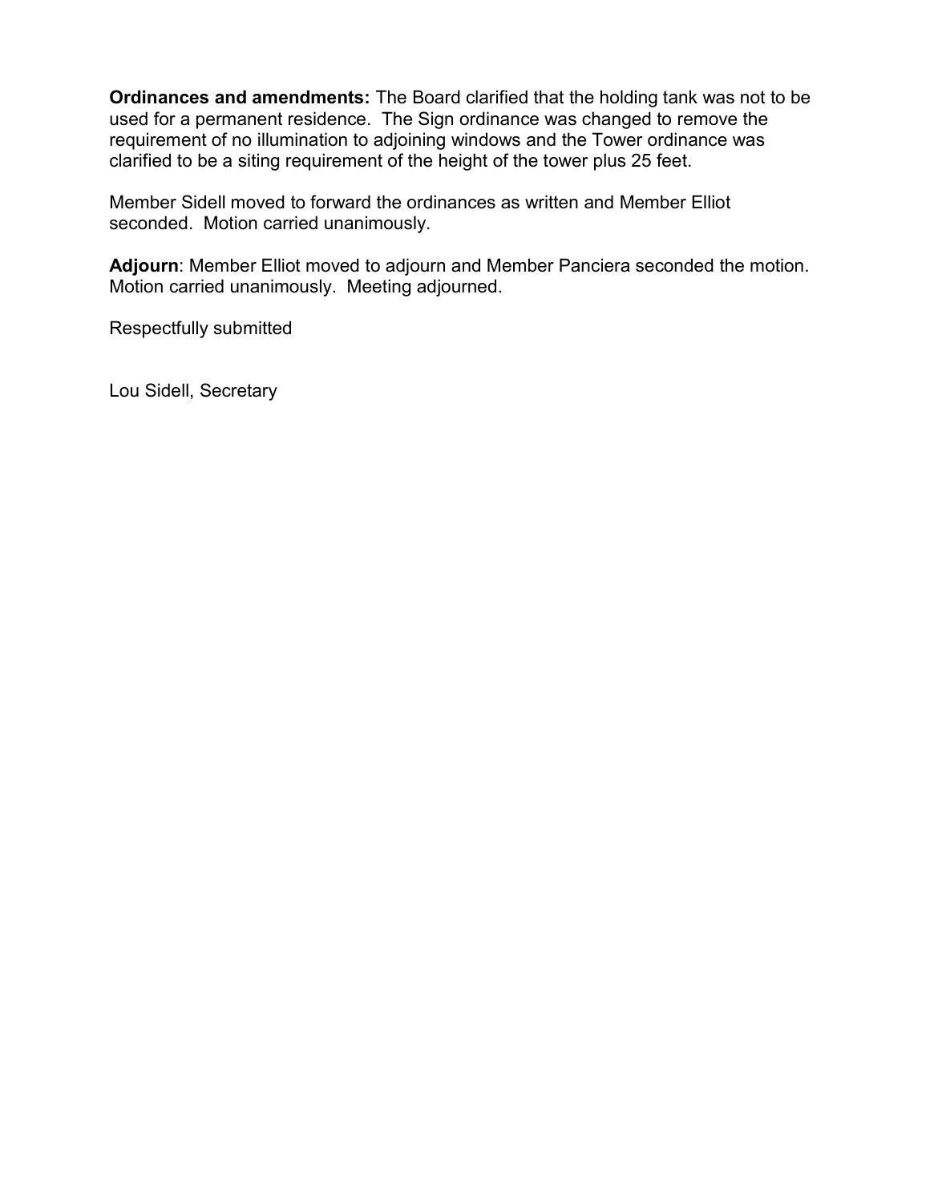**Ordinances and amendments:** The Board clarified that the holding tank was not to be used for a permanent residence. The Sign ordinance was changed to remove the requirement of no illumination to adjoining windows and the Tower ordinance was clarified to be a siting requirement of the height of the tower plus 25 feet.

Member Sidell moved to forward the ordinances as written and Member Elliot seconded. Motion carried unanimously.

**Adjourn**: Member Elliot moved to adjourn and Member Panciera seconded the motion. Motion carried unanimously. Meeting adjourned.

Respectfully submitted

Lou Sidell, Secretary